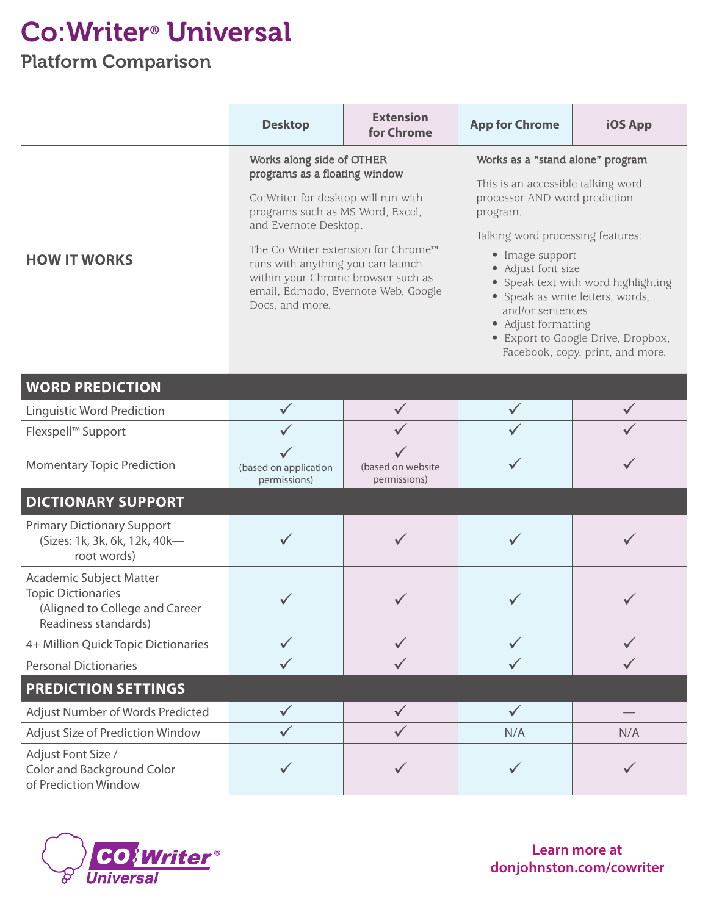# Co:Writer® Universal

## Platform Comparison

| | Desktop | Extension for Chrome | App for Chrome | iOS App |
|---|---|---|---|---|
| **HOW IT WORKS** | Works along side of OTHER programs as a floating window<br><br>Co:Writer for desktop will run with programs such as MS Word, Excel, and Evernote Desktop.<br><br>The Co:Writer extension for Chrome™ runs with anything you can launch within your Chrome browser such as email, Edmodo, Evernote Web, Google Docs, and more. | | Works as a "stand alone" program<br><br>This is an accessible talking word processor AND word prediction program.<br><br>Talking word processing features:<br>• Image support<br>• Adjust font size<br>• Speak text with word highlighting<br>• Speak as write letters, words, and/or sentences<br>• Adjust formatting<br>• Export to Google Drive, Dropbox, Facebook, copy, print, and more. | |
| **WORD PREDICTION** | | | | |
| Linguistic Word Prediction | ✓ | ✓ | ✓ | ✓ |
| Flexspell™ Support | ✓ | ✓ | ✓ | ✓ |
| Momentary Topic Prediction | ✓ (based on application permissions) | ✓ (based on website permissions) | ✓ | ✓ |
| **DICTIONARY SUPPORT** | | | | |
| Primary Dictionary Support (Sizes: 1k, 3k, 6k, 12k, 40k—root words) | ✓ | ✓ | ✓ | ✓ |
| Academic Subject Matter Topic Dictionaries (Aligned to College and Career Readiness standards) | ✓ | ✓ | ✓ | ✓ |
| 4+ Million Quick Topic Dictionaries | ✓ | ✓ | ✓ | ✓ |
| Personal Dictionaries | ✓ | ✓ | ✓ | ✓ |
| **PREDICTION SETTINGS** | | | | |
| Adjust Number of Words Predicted | ✓ | ✓ | ✓ | — |
| Adjust Size of Prediction Window | ✓ | ✓ | N/A | N/A |
| Adjust Font Size / Color and Background Color of Prediction Window | ✓ | ✓ | ✓ | ✓ |

Co:Writer® Universal

Learn more at donjohnston.com/cowriter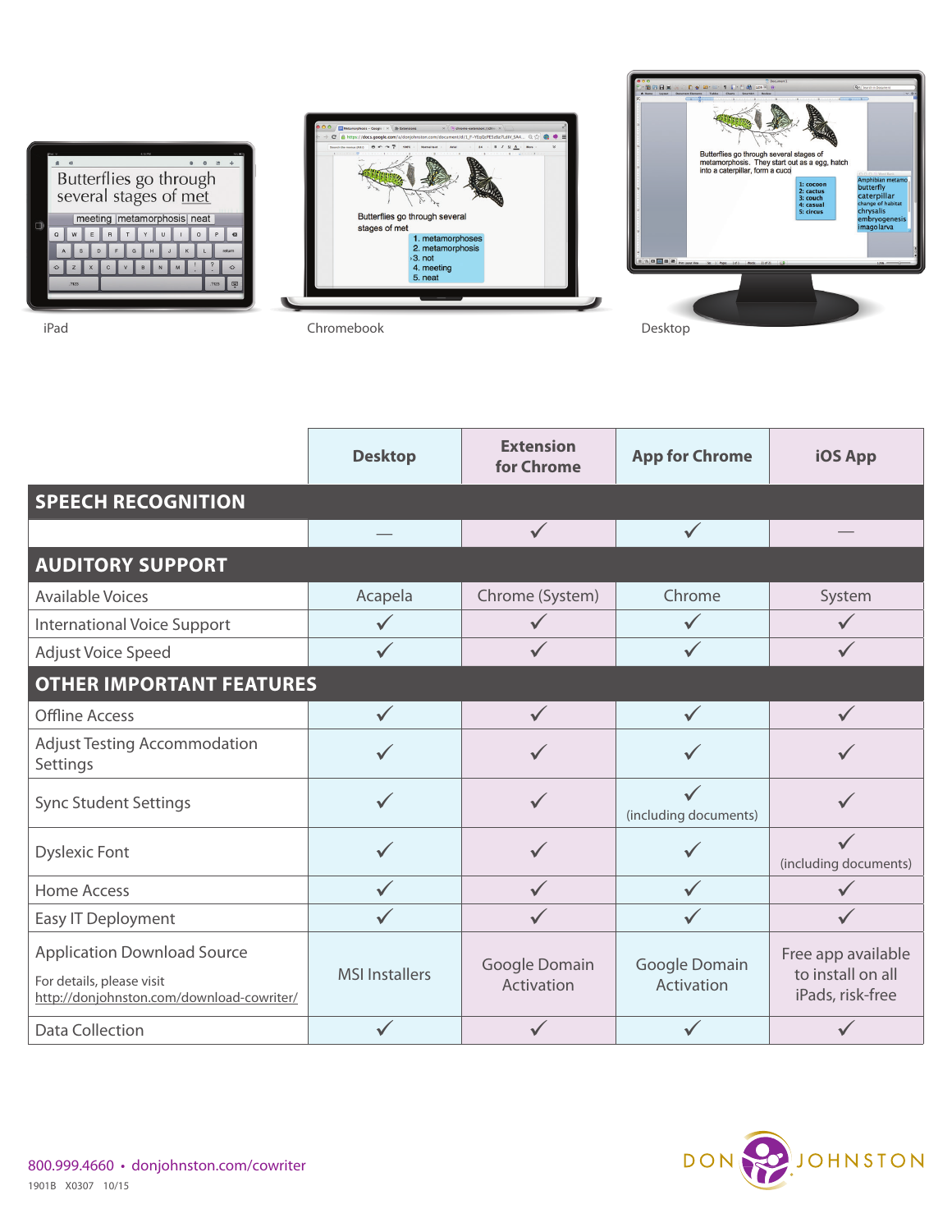iPad

Chromebook

Desktop

| | Desktop | Extension for Chrome | App for Chrome | iOS App |
|---|---|---|---|---|
| **SPEECH RECOGNITION** | | | | |
| | — | ✓ | ✓ | — |
| **AUDITORY SUPPORT** | | | | |
| Available Voices | Acapela | Chrome (System) | Chrome | System |
| International Voice Support | ✓ | ✓ | ✓ | ✓ |
| Adjust Voice Speed | ✓ | ✓ | ✓ | ✓ |
| **OTHER IMPORTANT FEATURES** | | | | |
| Offline Access | ✓ | ✓ | ✓ | ✓ |
| Adjust Testing Accommodation Settings | ✓ | ✓ | ✓ | ✓ |
| Sync Student Settings | ✓ | ✓ | ✓ (including documents) | ✓ |
| Dyslexic Font | ✓ | ✓ | ✓ | ✓ (including documents) |
| Home Access | ✓ | ✓ | ✓ | ✓ |
| Easy IT Deployment | ✓ | ✓ | ✓ | ✓ |
| Application Download Source<br>For details, please visit http://donjohnston.com/download-cowriter/ | MSI Installers | Google Domain Activation | Google Domain Activation | Free app available to install on all iPads, risk-free |
| Data Collection | ✓ | ✓ | ✓ | ✓ |

800.999.4660 • donjohnston.com/cowriter

1901B X0307 10/15

DON JOHNSTON